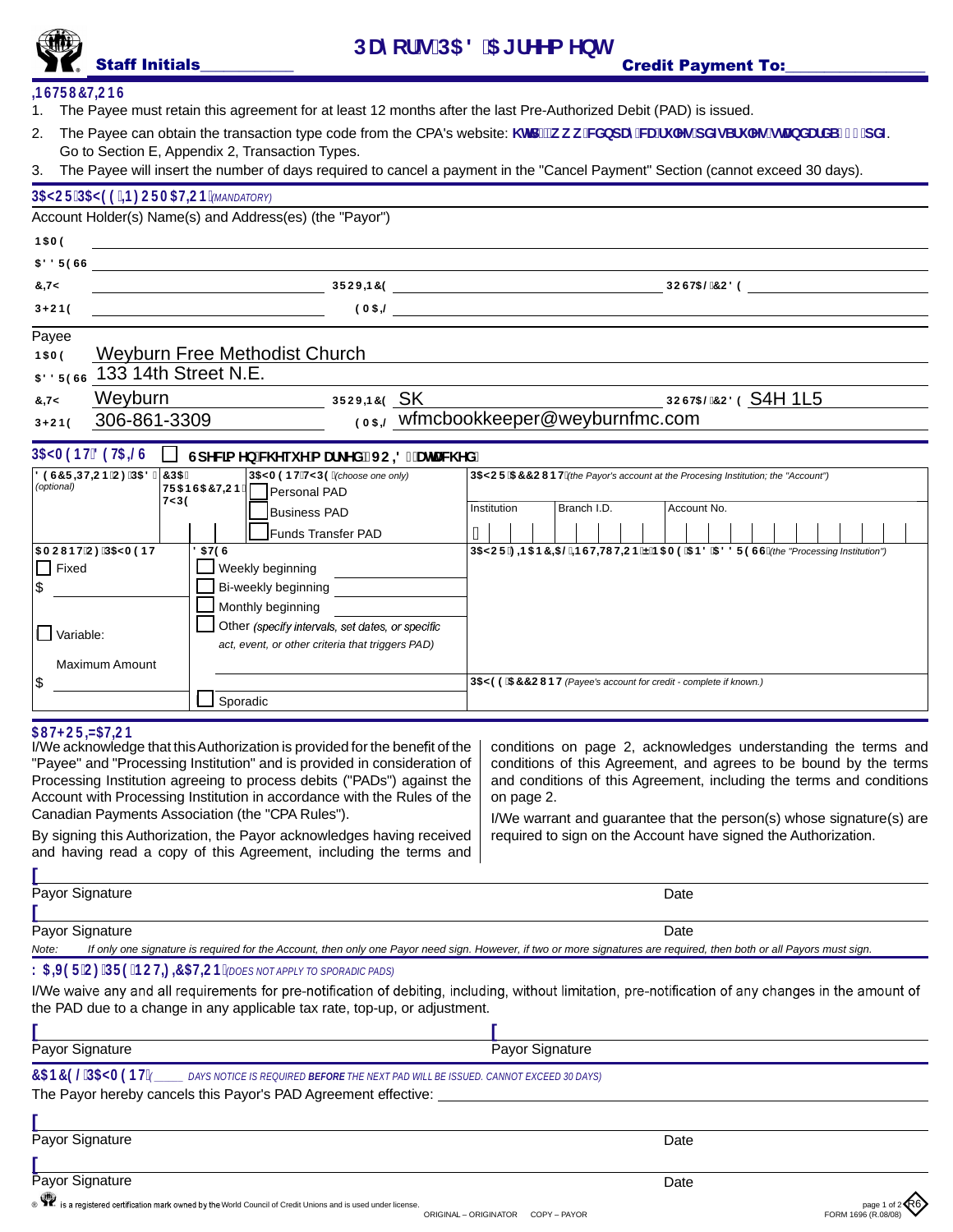# Payor's PAD Agreement

**Staff Initials**___________ **Credit Payment To:**________________

## INSTRUCTIONS

1. The Payee must retain this agreement for at least 12 months after the last Pre-Authorized Debit (PAD) is issued.
2. The Payee can obtain the transaction type code from the CPA's website: http://www.cdnpay.ca/rules/pdfs_rules/standard_007.pdf. Go to Section E, Appendix 2, Transaction Types.
3. The Payee will insert the number of days required to cancel a payment in the "Cancel Payment" Section (cannot exceed 30 days).

## PAYOR/PAYEE INFORMATION *(MANDATORY)*

Account Holder(s) Name(s) and Address(es) (the "Payor")

NAME ______________________________

ADDRESS ______________________________

CITY ______________ PROVINCE ______________ POSTAL CODE ______________

PHONE ______________ EMAIL ______________

Payee

NAME Weyburn Free Methodist Church

ADDRESS 133 14th Street N.E.

CITY Weyburn PROVINCE SK POSTAL CODE S4H 1L5

PHONE 306-861-3309 EMAIL wfmcbookkeeper@weyburnfmc.com

## PAYMENT DETAILS

☐ **Specimen cheque marked "VOID" attached.**

| DESCRIPTION OF PAD *(optional)* | CPA TRANSACTION TYPE | PAYMENT TYPE *(choose one only)* | PAYOR ACCOUNT *(the Payor's account at the Procesing Institution; the "Account")* |
|---|---|---|---|
| | | ☐ Personal PAD<br>☐ Business PAD<br>☐ Funds Transfer PAD | Institution / Branch I.D. / Account No. |

| AMOUNT OF PAYMENT | DATES | PAYOR FINANCIAL INSTITUTION – NAME AND ADDRESS *(the "Processing Institution")* |
|---|---|---|
| ☐ Fixed<br>$ ________<br><br>☐ Variable:<br>Maximum Amount<br>$ ________ | ☐ Weekly beginning ________<br>☐ Bi-weekly beginning ________<br>☐ Monthly beginning ________<br>☐ Other *(specify intervals, set dates, or specific act, event, or other criteria that triggers PAD)*<br>________<br>☐ Sporadic | <br><br><br><br>**PAYEE ACCOUNT** *(Payee's account for credit - complete if known.)* |

## AUTHORIZATION

I/We acknowledge that this Authorization is provided for the benefit of the "Payee" and "Processing Institution" and is provided in consideration of Processing Institution agreeing to process debits ("PADs") against the Account with Processing Institution in accordance with the Rules of the Canadian Payments Association (the "CPA Rules").

By signing this Authorization, the Payor acknowledges having received and having read a copy of this Agreement, including the terms and conditions on page 2, acknowledges understanding the terms and conditions of this Agreement, and agrees to be bound by the terms and conditions of this Agreement, including the terms and conditions on page 2.

I/We warrant and guarantee that the person(s) whose signature(s) are required to sign on the Account have signed the Authorization.

X ______________________________
Payor Signature Date

X ______________________________
Payor Signature Date

*Note: If only one signature is required for the Account, then only one Payor need sign. However, if two or more signatures are required, then both or all Payors must sign.*

## WAIVER OF PRE-NOTIFICATION *(DOES NOT APPLY TO SPORADIC PADS)*

I/We waive any and all requirements for pre-notification of debiting, including, without limitation, pre-notification of any changes in the amount of the PAD due to a change in any applicable tax rate, top-up, or adjustment.

X ______________________________ X ______________________________
Payor Signature Payor Signature

## CANCEL PAYMENT *(_____ DAYS NOTICE IS REQUIRED **BEFORE** THE NEXT PAD WILL BE ISSUED. CANNOT EXCEED 30 DAYS)*

The Payor hereby cancels this Payor's PAD Agreement effective: ______________________________

X ______________________________
Payor Signature Date

X ______________________________
Payor Signature Date

® is a registered certification mark owned by the World Council of Credit Unions and is used under license.

ORIGINAL – ORIGINATOR COPY – PAYOR

FORM 1696 (R.08/08)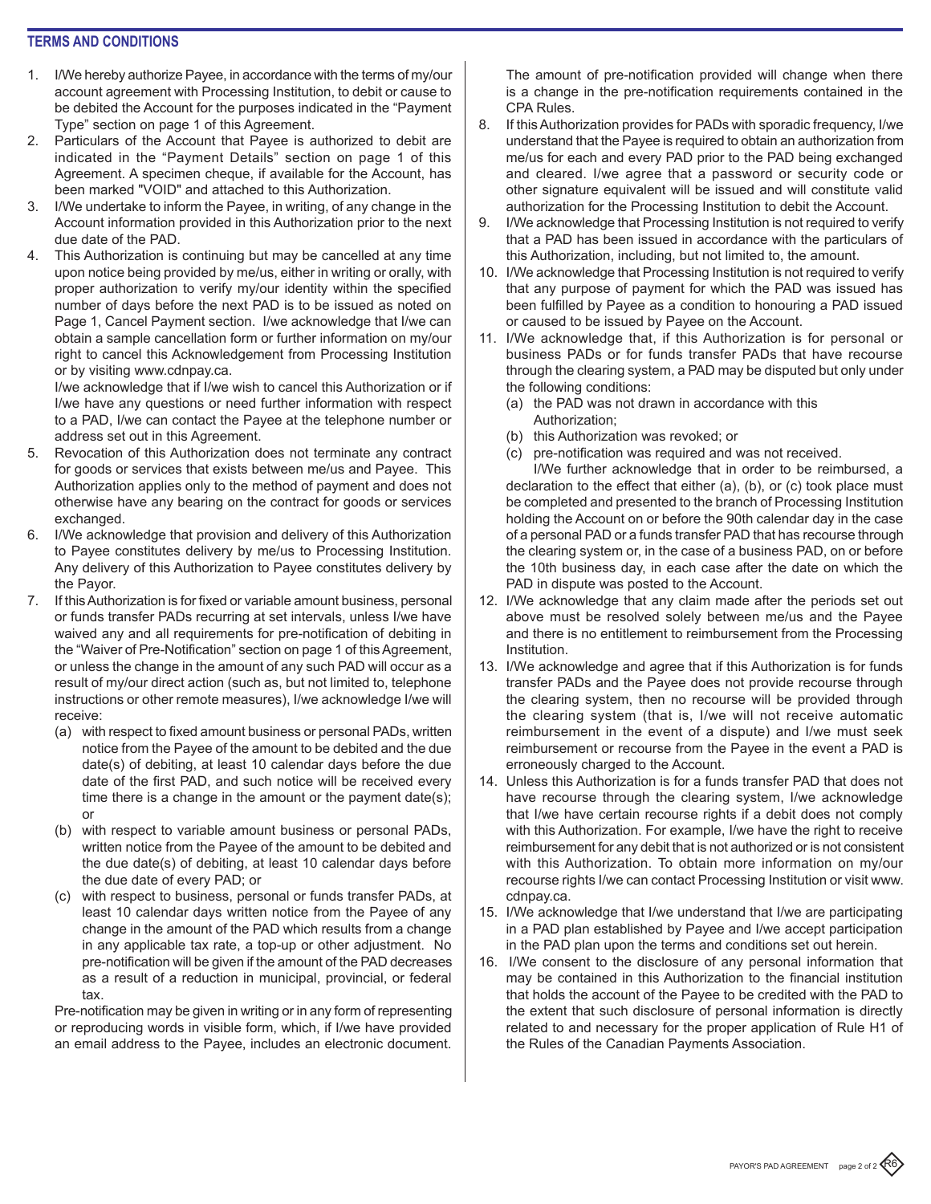## TERMS AND CONDITIONS

1. I/We hereby authorize Payee, in accordance with the terms of my/our account agreement with Processing Institution, to debit or cause to be debited the Account for the purposes indicated in the "Payment Type" section on page 1 of this Agreement.
2. Particulars of the Account that Payee is authorized to debit are indicated in the "Payment Details" section on page 1 of this Agreement. A specimen cheque, if available for the Account, has been marked "VOID" and attached to this Authorization.
3. I/We undertake to inform the Payee, in writing, of any change in the Account information provided in this Authorization prior to the next due date of the PAD.
4. This Authorization is continuing but may be cancelled at any time upon notice being provided by me/us, either in writing or orally, with proper authorization to verify my/our identity within the specified number of days before the next PAD is to be issued as noted on Page 1, Cancel Payment section. I/we acknowledge that I/we can obtain a sample cancellation form or further information on my/our right to cancel this Acknowledgement from Processing Institution or by visiting www.cdnpay.ca.

   I/we acknowledge that if I/we wish to cancel this Authorization or if I/we have any questions or need further information with respect to a PAD, I/we can contact the Payee at the telephone number or address set out in this Agreement.
5. Revocation of this Authorization does not terminate any contract for goods or services that exists between me/us and Payee. This Authorization applies only to the method of payment and does not otherwise have any bearing on the contract for goods or services exchanged.
6. I/We acknowledge that provision and delivery of this Authorization to Payee constitutes delivery by me/us to Processing Institution. Any delivery of this Authorization to Payee constitutes delivery by the Payor.
7. If this Authorization is for fixed or variable amount business, personal or funds transfer PADs recurring at set intervals, unless I/we have waived any and all requirements for pre-notification of debiting in the "Waiver of Pre-Notification" section on page 1 of this Agreement, or unless the change in the amount of any such PAD will occur as a result of my/our direct action (such as, but not limited to, telephone instructions or other remote measures), I/we acknowledge I/we will receive:
   (a) with respect to fixed amount business or personal PADs, written notice from the Payee of the amount to be debited and the due date(s) of debiting, at least 10 calendar days before the due date of the first PAD, and such notice will be received every time there is a change in the amount or the payment date(s); or
   (b) with respect to variable amount business or personal PADs, written notice from the Payee of the amount to be debited and the due date(s) of debiting, at least 10 calendar days before the due date of every PAD; or
   (c) with respect to business, personal or funds transfer PADs, at least 10 calendar days written notice from the Payee of any change in the amount of the PAD which results from a change in any applicable tax rate, a top-up or other adjustment. No pre-notification will be given if the amount of the PAD decreases as a result of a reduction in municipal, provincial, or federal tax.

   Pre-notification may be given in writing or in any form of representing or reproducing words in visible form, which, if I/we have provided an email address to the Payee, includes an electronic document. The amount of pre-notification provided will change when there is a change in the pre-notification requirements contained in the CPA Rules.
8. If this Authorization provides for PADs with sporadic frequency, I/we understand that the Payee is required to obtain an authorization from me/us for each and every PAD prior to the PAD being exchanged and cleared. I/we agree that a password or security code or other signature equivalent will be issued and will constitute valid authorization for the Processing Institution to debit the Account.
9. I/We acknowledge that Processing Institution is not required to verify that a PAD has been issued in accordance with the particulars of this Authorization, including, but not limited to, the amount.
10. I/We acknowledge that Processing Institution is not required to verify that any purpose of payment for which the PAD was issued has been fulfilled by Payee as a condition to honouring a PAD issued or caused to be issued by Payee on the Account.
11. I/We acknowledge that, if this Authorization is for personal or business PADs or for funds transfer PADs that have recourse through the clearing system, a PAD may be disputed but only under the following conditions:
    (a) the PAD was not drawn in accordance with this Authorization;
    (b) this Authorization was revoked; or
    (c) pre-notification was required and was not received.

    I/We further acknowledge that in order to be reimbursed, a declaration to the effect that either (a), (b), or (c) took place must be completed and presented to the branch of Processing Institution holding the Account on or before the 90th calendar day in the case of a personal PAD or a funds transfer PAD that has recourse through the clearing system or, in the case of a business PAD, on or before the 10th business day, in each case after the date on which the PAD in dispute was posted to the Account.
12. I/We acknowledge that any claim made after the periods set out above must be resolved solely between me/us and the Payee and there is no entitlement to reimbursement from the Processing Institution.
13. I/We acknowledge and agree that if this Authorization is for funds transfer PADs and the Payee does not provide recourse through the clearing system, then no recourse will be provided through the clearing system (that is, I/we will not receive automatic reimbursement in the event of a dispute) and I/we must seek reimbursement or recourse from the Payee in the event a PAD is erroneously charged to the Account.
14. Unless this Authorization is for a funds transfer PAD that does not have recourse through the clearing system, I/we acknowledge that I/we have certain recourse rights if a debit does not comply with this Authorization. For example, I/we have the right to receive reimbursement for any debit that is not authorized or is not consistent with this Authorization. To obtain more information on my/our recourse rights I/we can contact Processing Institution or visit www.cdnpay.ca.
15. I/We acknowledge that I/we understand that I/we are participating in a PAD plan established by Payee and I/we accept participation in the PAD plan upon the terms and conditions set out herein.
16. I/We consent to the disclosure of any personal information that may be contained in this Authorization to the financial institution that holds the account of the Payee to be credited with the PAD to the extent that such disclosure of personal information is directly related to and necessary for the proper application of Rule H1 of the Rules of the Canadian Payments Association.

PAYOR'S PAD AGREEMENT R6